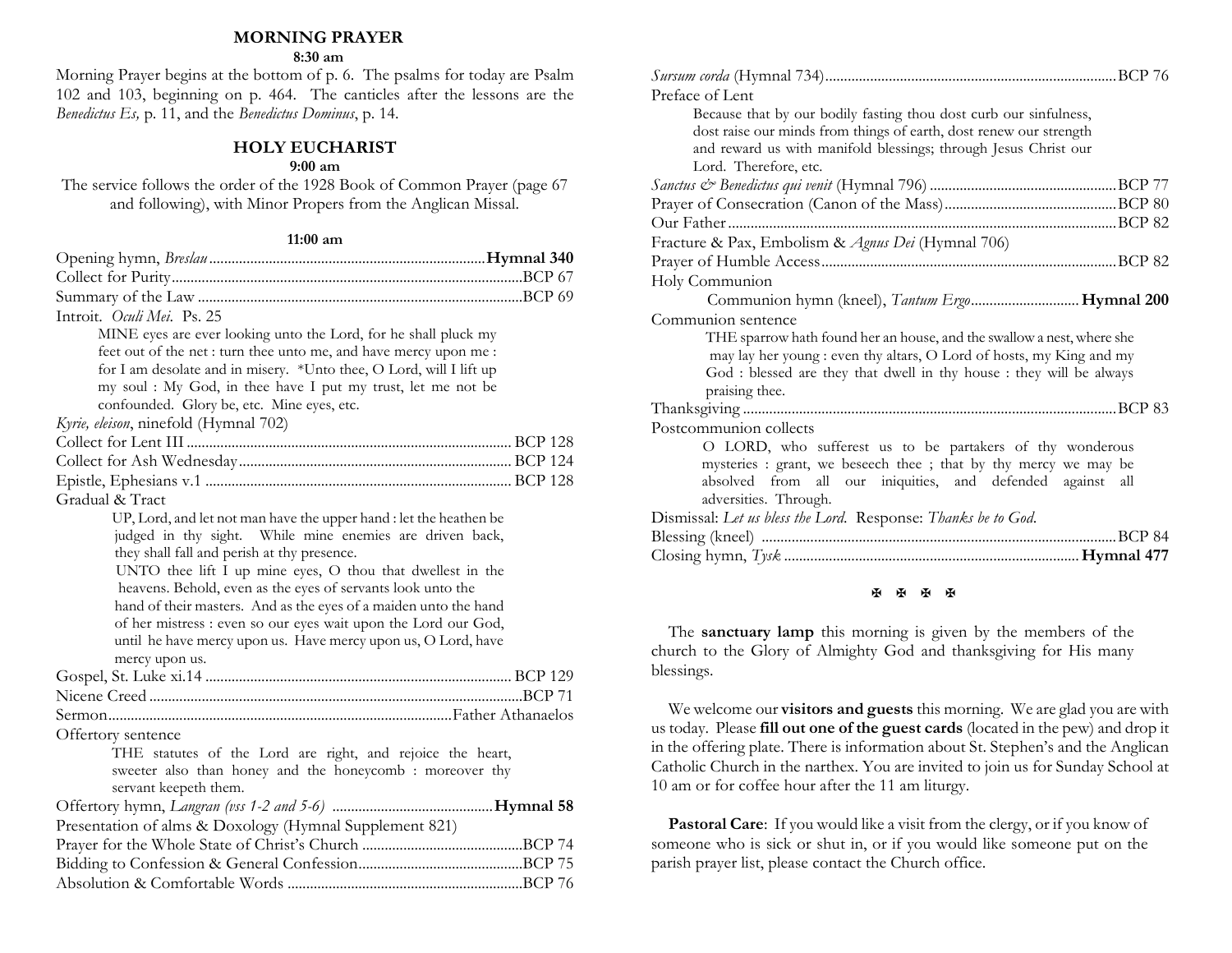## MORNING PRAYER

**8:30 am**

Morning Prayer begins at the bottom of p. 6. The psalms for today are Psalm 102 and 103, beginning on p. 464. The canticles after the lessons are the *Benedictus Es,* p. 11, and the *Benedictus Dominus*, p. 14.

## HOLY EUCHARIST

**9:00 am**

The service follows the order of the 1928 Book of Common Prayer (page 67 and following), with Minor Propers from the Anglican Missal.

**11:00 am**

Opening hymn, *Breslau* ........ **Hymnal 340**
Collect for Purity ........ BCP 67
Summary of the Law ........ BCP 69
Introit. *Oculi Mei*. Ps. 25

> MINE eyes are ever looking unto the Lord, for he shall pluck my feet out of the net : turn thee unto me, and have mercy upon me : for I am desolate and in misery. *Unto thee, O Lord, will I lift up my soul : My God, in thee have I put my trust, let me not be confounded. Glory be, etc. Mine eyes, etc.

*Kyrie, eleison*, ninefold (Hymnal 702)
Collect for Lent III ........ BCP 128
Collect for Ash Wednesday ........ BCP 124
Epistle, Ephesians v.1 ........ BCP 128
Gradual & Tract

> UP, Lord, and let not man have the upper hand : let the heathen be judged in thy sight. While mine enemies are driven back, they shall fall and perish at thy presence.
> UNTO thee lift I up mine eyes, O thou that dwellest in the heavens. Behold, even as the eyes of servants look unto the hand of their masters. And as the eyes of a maiden unto the hand of her mistress : even so our eyes wait upon the Lord our God, until he have mercy upon us. Have mercy upon us, O Lord, have mercy upon us.

Gospel, St. Luke xi.14 ........ BCP 129
Nicene Creed ........ BCP 71
Sermon ........ Father Athanaelos
Offertory sentence

> THE statutes of the Lord are right, and rejoice the heart, sweeter also than honey and the honeycomb : moreover thy servant keepeth them.

Offertory hymn, *Langran (vss 1-2 and 5-6)* ........ **Hymnal 58**
Presentation of alms & Doxology (Hymnal Supplement 821)
Prayer for the Whole State of Christ's Church ........ BCP 74
Bidding to Confession & General Confession ........ BCP 75
Absolution & Comfortable Words ........ BCP 76
*Sursum corda* (Hymnal 734) ........ BCP 76
Preface of Lent

> Because that by our bodily fasting thou dost curb our sinfulness, dost raise our minds from things of earth, dost renew our strength and reward us with manifold blessings; through Jesus Christ our Lord. Therefore, etc.

*Sanctus & Benedictus qui venit* (Hymnal 796) ........ BCP 77
Prayer of Consecration (Canon of the Mass) ........ BCP 80
Our Father ........ BCP 82
Fracture & Pax, Embolism & *Agnus Dei* (Hymnal 706)
Prayer of Humble Access ........ BCP 82
Holy Communion

> Communion hymn (kneel), *Tantum Ergo* ........ **Hymnal 200**

Communion sentence

> THE sparrow hath found her an house, and the swallow a nest, where she may lay her young : even thy altars, O Lord of hosts, my King and my God : blessed are they that dwell in thy house : they will be always praising thee.

Thanksgiving ........ BCP 83
Postcommunion collects

> O LORD, who sufferest us to be partakers of thy wonderous mysteries : grant, we beseech thee ; that by thy mercy we may be absolved from all our iniquities, and defended against all adversities. Through.

Dismissal: *Let us bless the Lord.* Response: *Thanks be to God.*
Blessing (kneel) ........ BCP 84
Closing hymn, *Tysk* ........ **Hymnal 477**

✠ ✠ ✠ ✠

The **sanctuary lamp** this morning is given by the members of the church to the Glory of Almighty God and thanksgiving for His many blessings.

We welcome our **visitors and guests** this morning. We are glad you are with us today. Please **fill out one of the guest cards** (located in the pew) and drop it in the offering plate. There is information about St. Stephen's and the Anglican Catholic Church in the narthex. You are invited to join us for Sunday School at 10 am or for coffee hour after the 11 am liturgy.

**Pastoral Care**: If you would like a visit from the clergy, or if you know of someone who is sick or shut in, or if you would like someone put on the parish prayer list, please contact the Church office.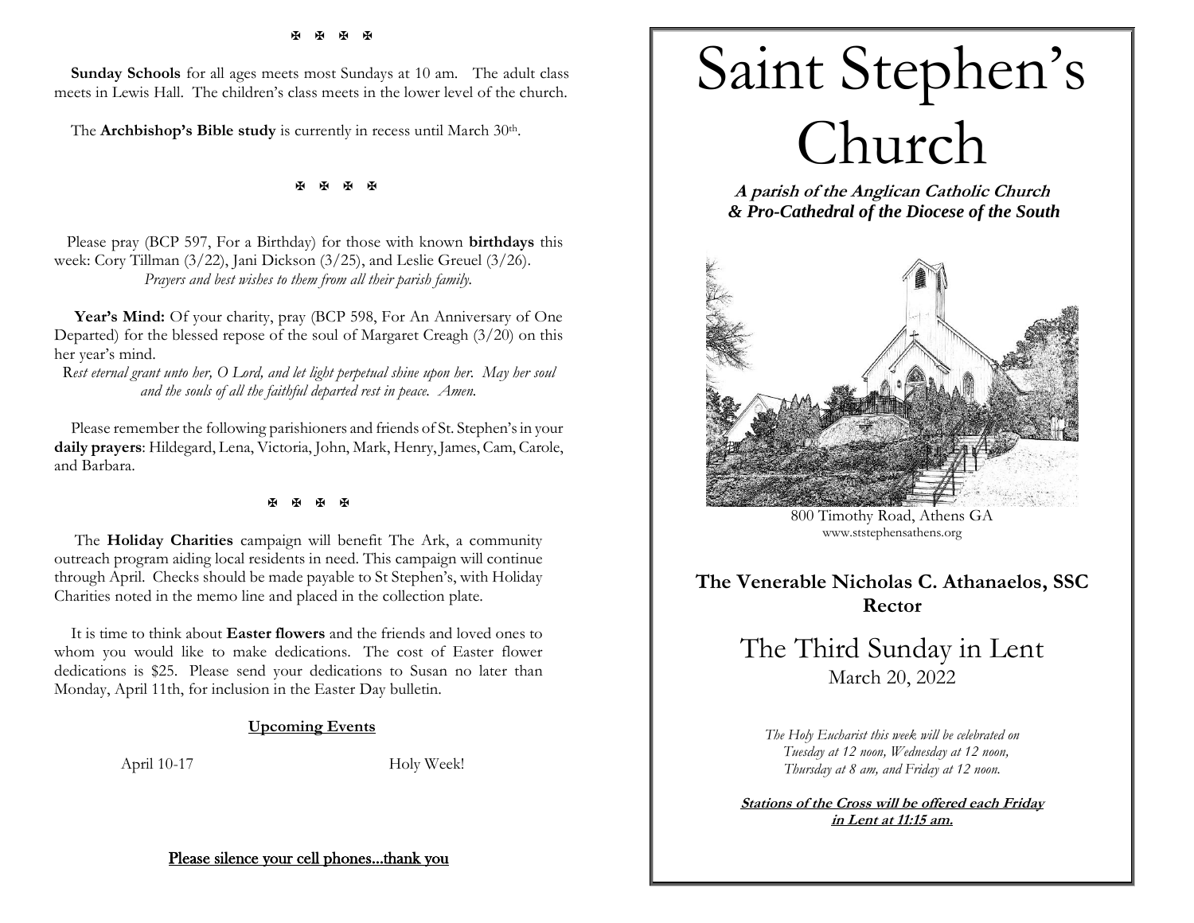✠ ✠ ✠ ✠

**Sunday Schools** for all ages meets most Sundays at 10 am. The adult class meets in Lewis Hall. The children's class meets in the lower level of the church.

The **Archbishop's Bible study** is currently in recess until March 30th.

✠ ✠ ✠ ✠

Please pray (BCP 597, For a Birthday) for those with known **birthdays** this week: Cory Tillman (3/22), Jani Dickson (3/25), and Leslie Greuel (3/26).

*Prayers and best wishes to them from all their parish family.*

**Year's Mind:** Of your charity, pray (BCP 598, For An Anniversary of One Departed) for the blessed repose of the soul of Margaret Creagh (3/20) on this her year's mind.

*Rest eternal grant unto her, O Lord, and let light perpetual shine upon her. May her soul and the souls of all the faithful departed rest in peace. Amen.*

Please remember the following parishioners and friends of St. Stephen's in your **daily prayers**: Hildegard, Lena, Victoria, John, Mark, Henry, James, Cam, Carole, and Barbara.

✠ ✠ ✠ ✠

The **Holiday Charities** campaign will benefit The Ark, a community outreach program aiding local residents in need. This campaign will continue through April. Checks should be made payable to St Stephen's, with Holiday Charities noted in the memo line and placed in the collection plate.

It is time to think about **Easter flowers** and the friends and loved ones to whom you would like to make dedications. The cost of Easter flower dedications is $25. Please send your dedications to Susan no later than Monday, April 11th, for inclusion in the Easter Day bulletin.

**Upcoming Events**

April 10-17 Holy Week!

Please silence your cell phones...thank you

# Saint Stephen's Church

***A parish of the Anglican Catholic Church***
***& Pro-Cathedral of the Diocese of the South***

800 Timothy Road, Athens GA
www.ststephensathens.org

**The Venerable Nicholas C. Athanaelos, SSC**
**Rector**

## The Third Sunday in Lent

March 20, 2022

*The Holy Eucharist this week will be celebrated on Tuesday at 12 noon, Wednesday at 12 noon, Thursday at 8 am, and Friday at 12 noon.*

***Stations of the Cross will be offered each Friday in Lent at 11:15 am.***